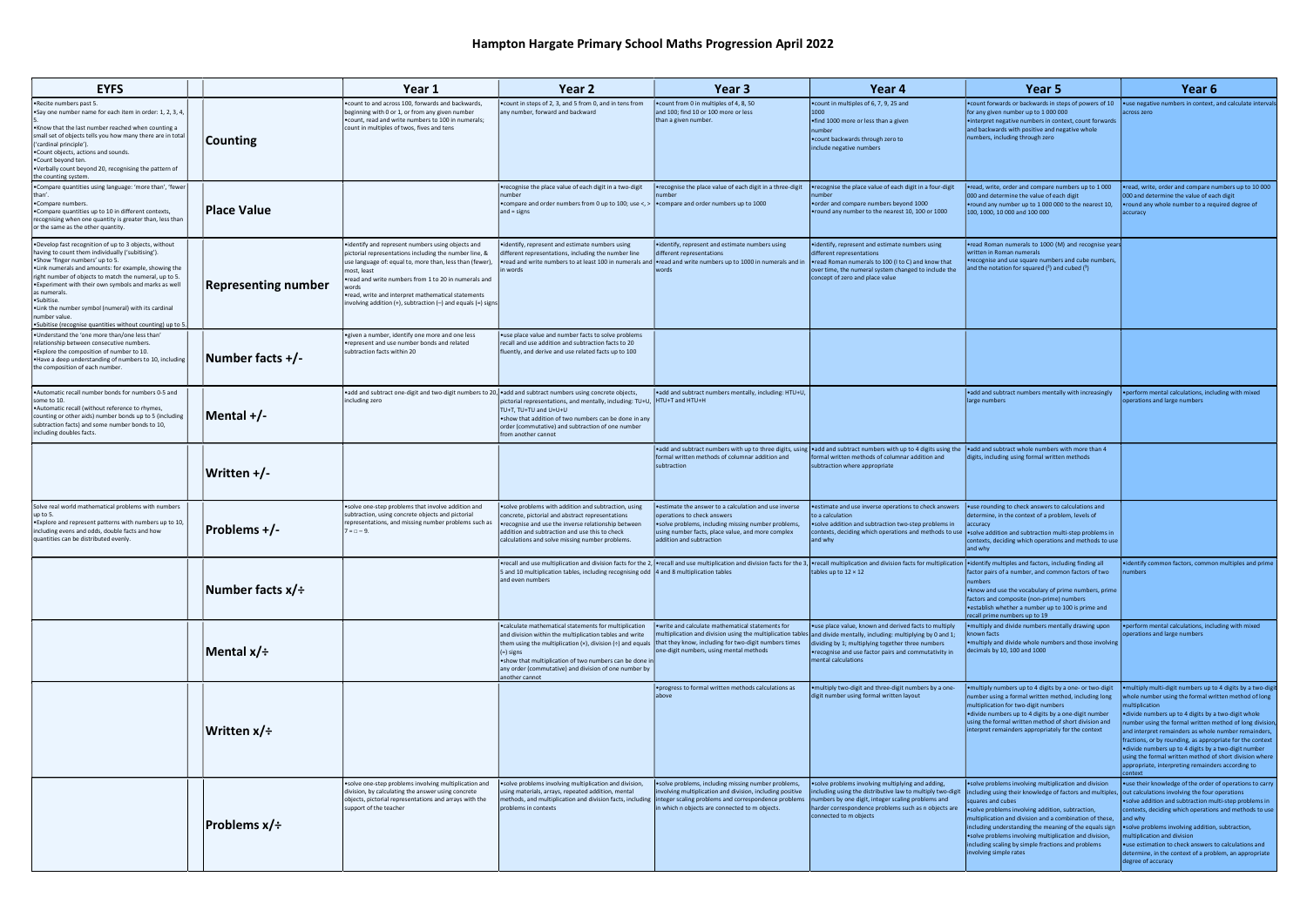# Hampton Hargate Primary School Maths Progression April 2022

| EYFS | | Year 1 | Year 2 | Year 3 | Year 4 | Year 5 | Year 6 |
|---|---|---|---|---|---|---|---|
| •Recite numbers past 5.<br>•Say one number name for each item in order: 1, 2, 3, 4, 5.<br>•Know that the last number reached when counting a small set of objects tells you how many there are in total ('cardinal principle').<br>•Count objects, actions and sounds.<br>•Count beyond ten.<br>•Verbally count beyond 20, recognising the pattern of the counting system. | **Counting** | •count to and across 100, forwards and backwards, beginning with 0 or 1, or from any given number<br>•count, read and write numbers to 100 in numerals; count in multiples of twos, fives and tens | •count in steps of 2, 3, and 5 from 0, and in tens from any number, forward and backward | •count from 0 in multiples of 4, 8, 50 and 100; find 10 or 100 more or less than a given number. | •count in multiples of 6, 7, 9, 25 and 1000<br>•find 1000 more or less than a given number<br>•count backwards through zero to include negative numbers | •count forwards or backwards in steps of powers of 10 for any given number up to 1 000 000<br>•interpret negative numbers in context, count forwards and backwards with positive and negative whole numbers, including through zero | •use negative numbers in context, and calculate intervals across zero |
| •Compare quantities using language: 'more than', 'fewer than'.<br>•Compare numbers.<br>•Compare quantities up to 10 in different contexts, recognising when one quantity is greater than, less than or the same as the other quantity. | **Place Value** | | •recognise the place value of each digit in a two-digit number<br>•compare and order numbers from 0 up to 100; use <, > and = signs | •recognise the place value of each digit in a three-digit number<br>•compare and order numbers up to 1000 | •recognise the place value of each digit in a four-digit number<br>•order and compare numbers beyond 1000<br>•round any number to the nearest 10, 100 or 1000 | •read, write, order and compare numbers up to 1 000 000 and determine the value of each digit<br>•round any number up to 1 000 000 to the nearest 10, 100, 1000, 10 000 and 100 000 | •read, write, order and compare numbers up to 10 000 000 and determine the value of each digit<br>•round any whole number to a required degree of accuracy |
| •Develop fast recognition of up to 3 objects, without having to count them individually ('subitising').<br>•Show 'finger numbers' up to 5.<br>•Link numerals and amounts: for example, showing the right number of objects to match the numeral, up to 5.<br>•Experiment with their own symbols and marks as well as numerals.<br>•Subitise.<br>•Link the number symbol (numeral) with its cardinal number value.<br>•Subitise (recognise quantities without counting) up to 5. | **Representing number** | •identify and represent numbers using objects and pictorial representations including the number line, & use language of: equal to, more than, less than (fewer), most, least<br>•read and write numbers from 1 to 20 in numerals and words<br>•read, write and interpret mathematical statements involving addition (+), subtraction (−) and equals (=) signs | •identify, represent and estimate numbers using different representations, including the number line<br>•read and write numbers to at least 100 in numerals and in words | •identify, represent and estimate numbers using different representations<br>•read and write numbers up to 1000 in numerals and in words | •identify, represent and estimate numbers using different representations<br>•read Roman numerals to 100 (I to C) and know that over time, the numeral system changed to include the concept of zero and place value | •read Roman numerals to 1000 (M) and recognise years written in Roman numerals<br>•recognise and use square numbers and cube numbers, and the notation for squared ($^2$) and cubed ($^3$) | |
| •Understand the 'one more than/one less than' relationship between consecutive numbers.<br>•Explore the composition of number to 10.<br>•Have a deep understanding of numbers to 10, including the composition of each number. | **Number facts +/-** | •given a number, identify one more and one less<br>•represent and use number bonds and related subtraction facts within 20 | •use place value and number facts to solve problems<br>recall and use addition and subtraction facts to 20 fluently, and derive and use related facts up to 100 | | | | |
| •Automatic recall number bonds for numbers 0-5 and some to 10.<br>•Automatic recall (without reference to rhymes, counting or other aids) number bonds up to 5 (including subtraction facts) and some number bonds to 10, including doubles facts. | **Mental +/-** | •add and subtract one-digit and two-digit numbers to 20, including zero | •add and subtract numbers using concrete objects, pictorial representations, and mentally, including: TU+U, TU+T, TU+TU and U+U+U<br>•show that addition of two numbers can be done in any order (commutative) and subtraction of one number from another cannot | •add and subtract numbers mentally, including: HTU+U, HTU+T and HTU+H | | •add and subtract numbers mentally with increasingly large numbers | •perform mental calculations, including with mixed operations and large numbers |
| | **Written +/-** | | | •add and subtract numbers with up to three digits, using formal written methods of columnar addition and subtraction | •add and subtract numbers with up to 4 digits using the formal written methods of columnar addition and subtraction where appropriate | •add and subtract whole numbers with more than 4 digits, including using formal written methods | |
| Solve real world mathematical problems with numbers up to 5.<br>•Explore and represent patterns with numbers up to 10, including evens and odds, double facts and how quantities can be distributed evenly. | **Problems +/-** | •solve one-step problems that involve addition and subtraction, using concrete objects and pictorial representations, and missing number problems such as 7 = □ − 9. | •solve problems with addition and subtraction, using concrete, pictorial and abstract representations<br>•recognise and use the inverse relationship between addition and subtraction and use this to check calculations and solve missing number problems. | •estimate the answer to a calculation and use inverse operations to check answers<br>•solve problems, including missing number problems, using number facts, place value, and more complex addition and subtraction | •estimate and use inverse operations to check answers to a calculation<br>•solve addition and subtraction two-step problems in contexts, deciding which operations and methods to use and why | •use rounding to check answers to calculations and determine, in the context of a problem, levels of accuracy<br>•solve addition and subtraction multi-step problems in contexts, deciding which operations and methods to use and why | |
| | **Number facts x/÷** | | •recall and use multiplication and division facts for the 2, 5 and 10 multiplication tables, including recognising odd and even numbers | •recall and use multiplication and division facts for the 3, 4 and 8 multiplication tables | •recall multiplication and division facts for multiplication tables up to 12 × 12 | •identify multiples and factors, including finding all factor pairs of a number, and common factors of two numbers<br>•know and use the vocabulary of prime numbers, prime factors and composite (non-prime) numbers<br>•establish whether a number up to 100 is prime and recall prime numbers up to 19 | •identify common factors, common multiples and prime numbers |
| | **Mental x/÷** | | •calculate mathematical statements for multiplication and division within the multiplication tables and write them using the multiplication (×), division (÷) and equals (=) signs<br>•show that multiplication of two numbers can be done in any order (commutative) and division of one number by another cannot | •write and calculate mathematical statements for multiplication and division using the multiplication tables that they know, including for two-digit numbers times one-digit numbers, using mental methods | •use place value, known and derived facts to multiply and divide mentally, including: multiplying by 0 and 1; dividing by 1; multiplying together three numbers<br>•recognise and use factor pairs and commutativity in mental calculations | •multiply and divide numbers mentally drawing upon known facts<br>•multiply and divide whole numbers and those involving decimals by 10, 100 and 1000 | •perform mental calculations, including with mixed operations and large numbers |
| | **Written x/÷** | | | •progress to formal written methods calculations as above | •multiply two-digit and three-digit numbers by a one-digit number using formal written layout | •multiply numbers up to 4 digits by a one- or two-digit number using a formal written method, including long multiplication for two-digit numbers<br>•divide numbers up to 4 digits by a one-digit number using the formal written method of short division and interpret remainders appropriately for the context | •multiply multi-digit numbers up to 4 digits by a two-digit whole number using the formal written method of long multiplication<br>•divide numbers up to 4 digits by a two-digit whole number using the formal written method of long division, and interpret remainders as whole number remainders, fractions, or by rounding, as appropriate for the context<br>•divide numbers up to 4 digits by a two-digit number using the formal written method of short division where appropriate, interpreting remainders according to context |
| | **Problems x/÷** | •solve one-step problems involving multiplication and division, by calculating the answer using concrete objects, pictorial representations and arrays with the support of the teacher | •solve problems involving multiplication and division, using materials, arrays, repeated addition, mental methods, and multiplication and division facts, including problems in contexts | •solve problems, including missing number problems, involving multiplication and division, including positive integer scaling problems and correspondence problems in which n objects are connected to m objects. | •solve problems involving multiplying and adding, including using the distributive law to multiply two-digit numbers by one digit, integer scaling problems and harder correspondence problems such as n objects are connected to m objects | •solve problems involving multiplication and division including using their knowledge of factors and multiples, squares and cubes<br>•solve problems involving addition, subtraction, multiplication and division and a combination of these, including understanding the meaning of the equals sign<br>•solve problems involving multiplication and division, including scaling by simple fractions and problems involving simple rates | •use their knowledge of the order of operations to carry out calculations involving the four operations<br>•solve addition and subtraction multi-step problems in contexts, deciding which operations and methods to use and why<br>•solve problems involving addition, subtraction, multiplication and division<br>•use estimation to check answers to calculations and determine, in the context of a problem, an appropriate degree of accuracy |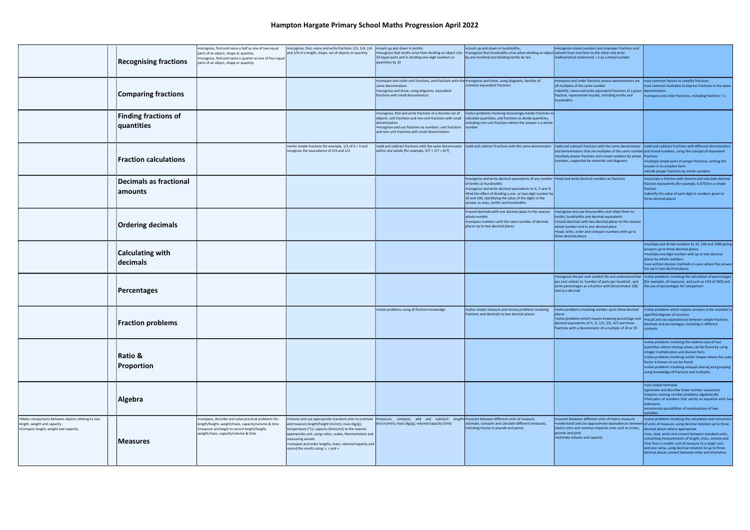# Hampton Hargate Primary School Maths Progression April 2022

| | | | | | | | | |
|---|---|---|---|---|---|---|---|---|
| | | **Recognising fractions** | •recognise, find and name a half as one of two equal parts of an object, shape or quantity •recognise, find and name a quarter as one of four equal parts of an object, shape or quantity. | •recognise, find, name and write fractions 1/3, 1/4, 2/4 and 3/4 of a length, shape, set of objects or quantity | •count up and down in tenths; •recognise that tenths arise from dividing an object into 10 equal parts and in dividing one-digit numbers or quantities by 10 | •count up and down in hundredths; •recognise that hundredths arise when dividing an object by one hundred and dividing tenths by ten. | •recognise mixed numbers and improper fractions and convert from one form to the other and write mathematical statements > 1 as a mixed number | |
| | | **Comparing fractions** | | | •compare and order unit fractions, and fractions with the same denominators •recognise and show, using diagrams, equivalent fractions with small denominators | •recognise and show, using diagrams, families of common equivalent fractions | •compare and order fractions whose denominators are all multiples of the same number •identify, name and write equivalent fractions of a given fraction, represented visually, including tenths and hundredths | •use common factors to simplify fractions •use common multiples to express fractions in the same denomination •compare and order fractions, including fractions > 1 |
| | | **Finding fractions of quantities** | | | •recognise, find and write fractions of a discrete set of objects: unit fractions and non-unit fractions with small denominators •recognise and use fractions as numbers: unit fractions and non-unit fractions with small denominators | •solve problems involving increasingly harder fractions to calculate quantities, and fractions to divide quantities, including non-unit fractions where the answer is a whole number | | |
| | | **Fraction calculations** | | •write simple fractions for example, 1/2 of 6 = 3 and recognise the equivalence of 2/4 and 1/2. | •add and subtract fractions with the same denominator within one whole [for example, 5/7 + 1/7 = 6/7] | •add and subtract fractions with the same denominator | •add and subtract fractions with the same denominator and denominators that are multiples of the same number •multiply proper fractions and mixed numbers by whole numbers, supported by materials and diagrams | •add and subtract fractions with different denominators and mixed numbers, using the concept of equivalent fractions •multiply simple pairs of proper fractions, writing the answer in its simplest form •divide proper fractions by whole numbers |
| | | **Decimals as fractional amounts** | | | | •recognise and write decimal equivalents of any number of tenths or hundredths •recognise and write decimal equivalents to ¼, ½ and ¾ •find the effect of dividing a one- or two-digit number by 10 and 100, identifying the value of the digits in the answer as ones, tenths and hundredths | •read and write decimal numbers as fractions | •associate a fraction with division and calculate decimal fraction equivalents [for example, 0.375] for a simple fraction •identify the value of each digit in numbers given to three decimal places |
| | | **Ordering decimals** | | | | •round decimals with one decimal place to the nearest whole number •compare numbers with the same number of decimal places up to two decimal places | •recognise and use thousandths and relate them to tenths, hundredths and decimal equivalents •round decimals with two decimal places to the nearest whole number and to one decimal place •read, write, order and compare numbers with up to three decimal places | |
| | | **Calculating with decimals** | | | | | | •multiply and divide numbers by 10, 100 and 1000 giving answers up to three decimal places •multiply one-digit number with up to two decimal places by whole numbers •use written division methods in cases where the answer has up to two decimal places |
| | | **Percentages** | | | | | •recognise the per cent symbol (%) and understand that per cent relates to 'number of parts per hundred', and write percentages as a fraction with denominator 100, and as a decimal | •solve problems involving the calculation of percentages [for example, of measures, and such as 15% of 360] and the use of percentages for comparison |
| | | **Fraction problems** | | | •solve problems using all fraction knowledge | •solve simple measure and money problems involving fractions and decimals to two decimal places | •solve problems involving number up to three decimal places •solve problems which require knowing percentage and decimal equivalents of ½, ¼, 1/5, 2/5, 4/5 and those fractions with a denominator of a multiple of 10 or 25 | •solve problems which require answers to be rounded to specified degrees of accuracy •recall and use equivalences between simple fractions, decimals and percentages, including in different contexts. |
| | | **Ratio & Proportion** | | | | | | •solve problems involving the relative sizes of two quantities where missing values can be found by using integer multiplication and division facts •solve problems involving similar shapes where the scale factor is known or can be found •solve problems involving unequal sharing and grouping using knowledge of fractions and multiples. |
| | | **Algebra** | | | | | | •use simple formulae •generate and describe linear number sequences •express missing number problems algebraically •find pairs of numbers that satisfy an equation with two unknowns •enumerate possibilities of combinations of two variables. |
| •Make comparisons between objects relating to size, length, weight and capacity. •Compare length, weight and capacity. | | **Measures** | •compare, describe and solve practical problems for: length/height, weight/mass, capacity/volume & time •measure and begin to record length/height, weight/mass, capacity/volume & time | •choose and use appropriate standard units to estimate and measure length/height (m/cm); mass (kg/g); temperature (°C); capacity (litres/ml) to the nearest appropriate unit, using rulers, scales, thermometers and measuring vessels •compare and order lengths, mass, volume/capacity and record the results using >, < and = | •measure, compare, add and subtract: lengths (m/cm/mm); mass (kg/g); volume/capacity (l/ml) | •convert between different units of measure estimate, compare and calculate different measures, including money in pounds and pence | •convert between different units of metric measure •understand and use approximate equivalences between metric units and common imperial units such as inches, pounds and pints •estimate volume and capacity | •solve problems involving the calculation and conversion of units of measure, using decimal notation up to three decimal places where appropriate •use, read, write and convert between standard units, converting measurements of length, mass, volume and time from a smaller unit of measure to a larger unit, and vice versa, using decimal notation to up to three decimal places convert between miles and kilometres |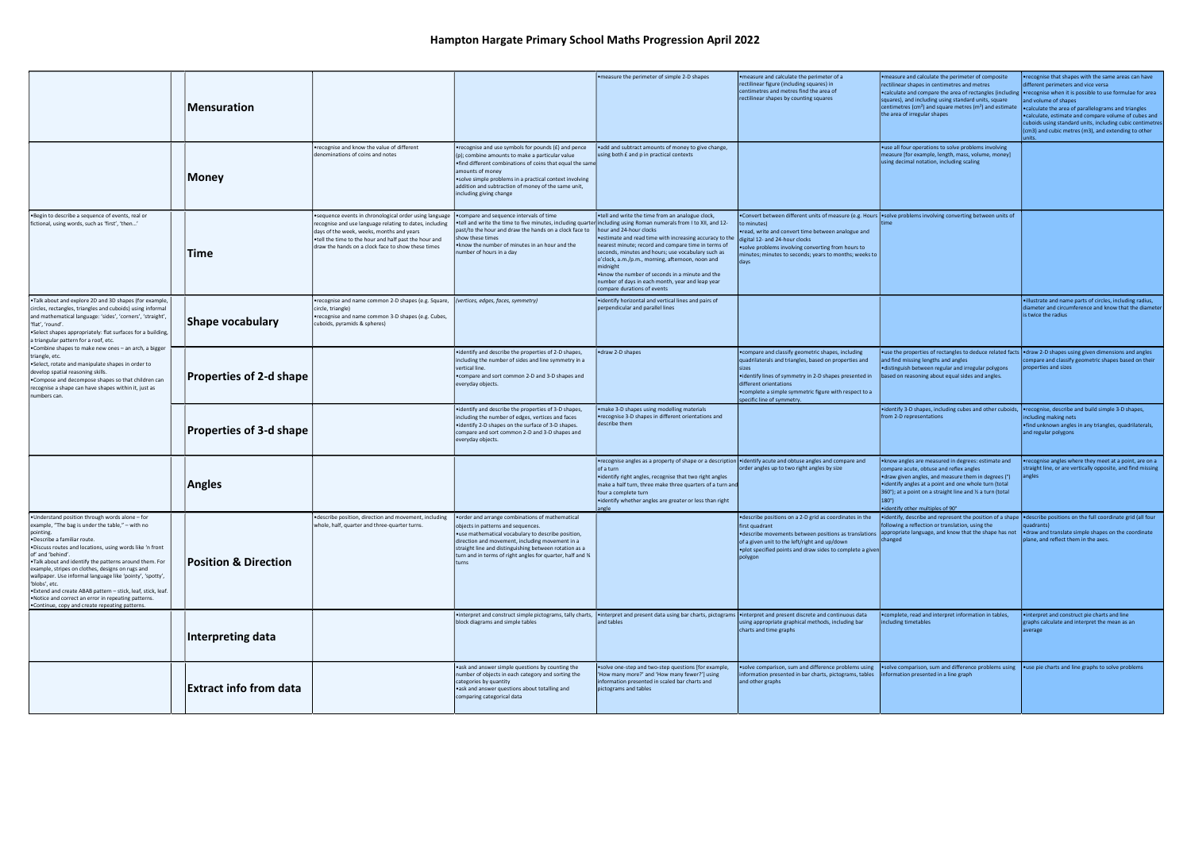# Hampton Hargate Primary School Maths Progression April 2022

| | | | | | | | |
|---|---|---|---|---|---|---|---|
| | **Mensuration** | | | •measure the perimeter of simple 2-D shapes | •measure and calculate the perimeter of a rectilinear figure (including squares) in centimetres and metres find the area of rectilinear shapes by counting squares | •measure and calculate the perimeter of composite rectilinear shapes in centimetres and metres •calculate and compare the area of rectangles (including squares), and including using standard units, square centimetres ($cm^2$) and square metres ($m^2$) and estimate the area of irregular shapes | •recognise that shapes with the same areas can have different perimeters and vice versa •recognise when it is possible to use formulae for area and volume of shapes •calculate the area of parallelograms and triangles •calculate, estimate and compare volume of cubes and cuboids using standard units, including cubic centimetres (cm3) and cubic metres (m3), and extending to other units. |
| | **Money** | •recognise and know the value of different denominations of coins and notes | •recognise and use symbols for pounds (£) and pence (p); combine amounts to make a particular value •find different combinations of coins that equal the same amounts of money •solve simple problems in a practical context involving addition and subtraction of money of the same unit, including giving change | •add and subtract amounts of money to give change, using both £ and p in practical contexts | | •use all four operations to solve problems involving measure [for example, length, mass, volume, money] using decimal notation, including scaling | |
| •Begin to describe a sequence of events, real or fictional, using words, such as 'first', 'then...' | **Time** | •sequence events in chronological order using language recognise and use language relating to dates, including days of the week, weeks, months and years •tell the time to the hour and half past the hour and draw the hands on a clock face to show these times | •compare and sequence intervals of time •tell and write the time to five minutes, including quarter past/to the hour and draw the hands on a clock face to show these times •know the number of minutes in an hour and the number of hours in a day | •tell and write the time from an analogue clock, including using Roman numerals from I to XII, and 12-hour and 24-hour clocks •estimate and read time with increasing accuracy to the nearest minute; record and compare time in terms of seconds, minutes and hours; use vocabulary such as o'clock, a.m./p.m., morning, afternoon, noon and midnight •know the number of seconds in a minute and the number of days in each month, year and leap year compare durations of events | •Convert between different units of measure (e.g. Hours to minutes) •read, write and convert time between analogue and digital 12- and 24-hour clocks •solve problems involving converting from hours to minutes; minutes to seconds; years to months; weeks to days | •solve problems involving converting between units of time | |
| •Talk about and explore 2D and 3D shapes (for example, circles, rectangles, triangles and cuboids) using informal and mathematical language: 'sides', 'corners'; 'straight', 'flat', 'round'. •Select shapes appropriately: flat surfaces for a building, a triangular pattern for a roof, etc. •Combine shapes to make new ones – an arch, a bigger triangle, etc. •Select, rotate and manipulate shapes in order to develop spatial reasoning skills. •Compose and decompose shapes so that children can recognise a shape can have shapes within it, just as numbers can. | **Shape vocabulary** | •recognise and name common 2-D shapes (e.g. Square, circle, triangle) •recognise and name common 3-D shapes (e.g. Cubes, cuboids, pyramids & spheres) | *(vertices, edges, faces, symmetry)* | •identify horizontal and vertical lines and pairs of perpendicular and parallel lines | | | •illustrate and name parts of circles, including radius, diameter and circumference and know that the diameter is twice the radius |
| | **Properties of 2-d shape** | | •identify and describe the properties of 2-D shapes, including the number of sides and line symmetry in a vertical line. •compare and sort common 2-D and 3-D shapes and everyday objects. | •draw 2-D shapes | •compare and classify geometric shapes, including quadrilaterals and triangles, based on properties and sizes •identify lines of symmetry in 2-D shapes presented in different orientations •complete a simple symmetric figure with respect to a specific line of symmetry. | •use the properties of rectangles to deduce related facts and find missing lengths and angles •distinguish between regular and irregular polygons based on reasoning about equal sides and angles. | •draw 2-D shapes using given dimensions and angles compare and classify geometric shapes based on their properties and sizes |
| | **Properties of 3-d shape** | | •identify and describe the properties of 3-D shapes, including the number of edges, vertices and faces •identify 2-D shapes on the surface of 3-D shapes. compare and sort common 2-D and 3-D shapes and everyday objects. | •make 3-D shapes using modelling materials •recognise 3-D shapes in different orientations and describe them | | •identify 3-D shapes, including cubes and other cuboids, from 2-D representations | •recognise, describe and build simple 3-D shapes, including making nets •find unknown angles in any triangles, quadrilaterals, and regular polygons |
| | **Angles** | | | •recognise angles as a property of shape or a description of a turn •identify right angles, recognise that two right angles make a half turn, three make three quarters of a turn and four a complete turn •identify whether angles are greater or less than right angle | •identify acute and obtuse angles and compare and order angles up to two right angles by size | •know angles are measured in degrees: estimate and compare acute, obtuse and reflex angles •draw given angles, and measure them in degrees (°) •identify angles at a point and one whole turn (total 360°); at a point on a straight line and ½ a turn (total 180°) •identify other multiples of 90° | •recognise angles where they meet at a point, are on a straight line, or are vertically opposite, and find missing angles |
| •Understand position through words alone – for example, "The bag is under the table," – with no pointing. •Describe a familiar route. •Discuss routes and locations, using words like 'in front of' and 'behind'. •Talk about and identify the patterns around them. For example, stripes on clothes, designs on rugs and wallpaper. Use informal language like 'pointy', 'spotty', 'blobs', etc. •Extend and create ABAB pattern – stick, leaf, stick, leaf. •Notice and correct an error in repeating patterns. •Continue, copy and create repeating patterns. | **Position & Direction** | •describe position, direction and movement, including whole, half, quarter and three-quarter turns. | •order and arrange combinations of mathematical objects in patterns and sequences. •use mathematical vocabulary to describe position, direction and movement, including movement in a straight line and distinguishing between rotation as a turn and in terms of right angles for quarter, half and ¾ turns | | •describe positions on a 2-D grid as coordinates in the first quadrant •describe movements between positions as translations of a given unit to the left/right and up/down •plot specified points and draw sides to complete a given polygon | •identify, describe and represent the position of a shape following a reflection or translation, using the appropriate language, and know that the shape has not changed | •describe positions on the full coordinate grid (all four quadrants) •draw and translate simple shapes on the coordinate plane, and reflect them in the axes. |
| | **Interpreting data** | | •interpret and construct simple pictograms, tally charts, block diagrams and simple tables | •interpret and present data using bar charts, pictograms and tables | •interpret and present discrete and continuous data using appropriate graphical methods, including bar charts and time graphs | •complete, read and interpret information in tables, including timetables | •interpret and construct pie charts and line graphs calculate and interpret the mean as an average |
| | **Extract info from data** | | •ask and answer simple questions by counting the number of objects in each category and sorting the categories by quantity •ask and answer questions about totalling and comparing categorical data | •solve one-step and two-step questions [for example, 'How many more?' and 'How many fewer?'] using information presented in scaled bar charts and pictograms and tables | •solve comparison, sum and difference problems using information presented in bar charts, pictograms, tables and other graphs | •solve comparison, sum and difference problems using information presented in a line graph | •use pie charts and line graphs to solve problems |